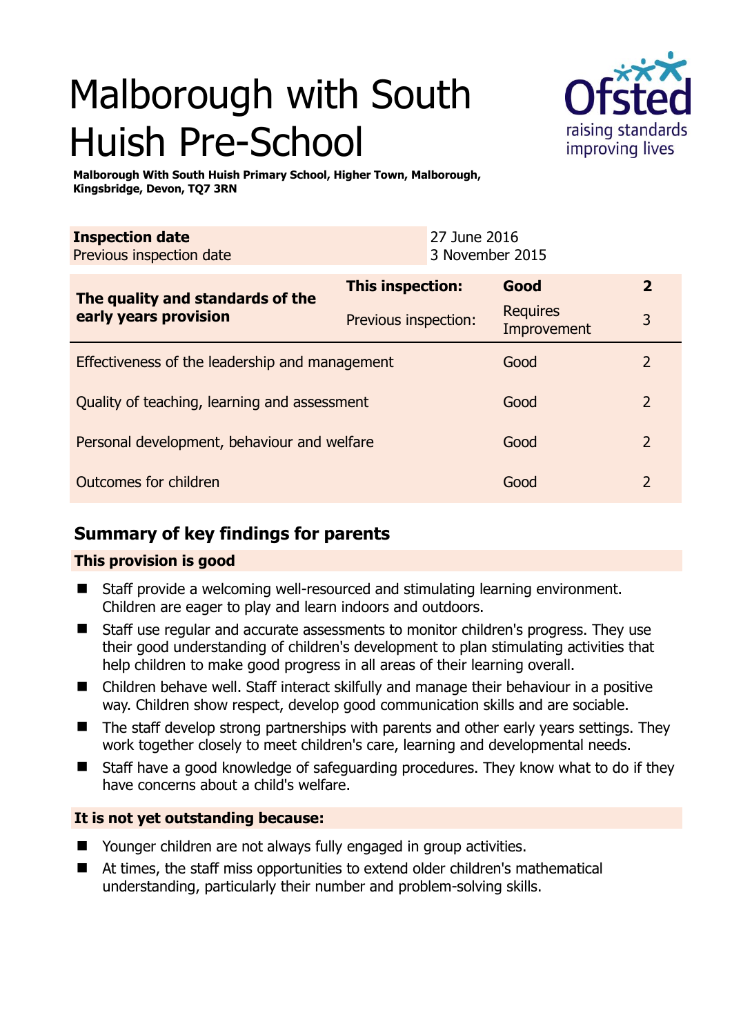# Malborough with South Huish Pre-School

**Malborough With South Huish Primary School, Higher Town, Malborough, Kingsbridge, Devon, TQ7 3RN**

| **Inspection date** | 27 June 2016 |
|---|---|
| Previous inspection date | 3 November 2015 |

| **The quality and standards of the early years provision** | **This inspection:** | **Good** | **2** |
|---|---|---|---|
| | Previous inspection: | Requires Improvement | 3 |
| Effectiveness of the leadership and management | | Good | 2 |
| Quality of teaching, learning and assessment | | Good | 2 |
| Personal development, behaviour and welfare | | Good | 2 |
| Outcomes for children | | Good | 2 |

## Summary of key findings for parents

### This provision is good

- Staff provide a welcoming well-resourced and stimulating learning environment. Children are eager to play and learn indoors and outdoors.
- Staff use regular and accurate assessments to monitor children's progress. They use their good understanding of children's development to plan stimulating activities that help children to make good progress in all areas of their learning overall.
- Children behave well. Staff interact skilfully and manage their behaviour in a positive way. Children show respect, develop good communication skills and are sociable.
- The staff develop strong partnerships with parents and other early years settings. They work together closely to meet children's care, learning and developmental needs.
- Staff have a good knowledge of safeguarding procedures. They know what to do if they have concerns about a child's welfare.

### It is not yet outstanding because:

- Younger children are not always fully engaged in group activities.
- At times, the staff miss opportunities to extend older children's mathematical understanding, particularly their number and problem-solving skills.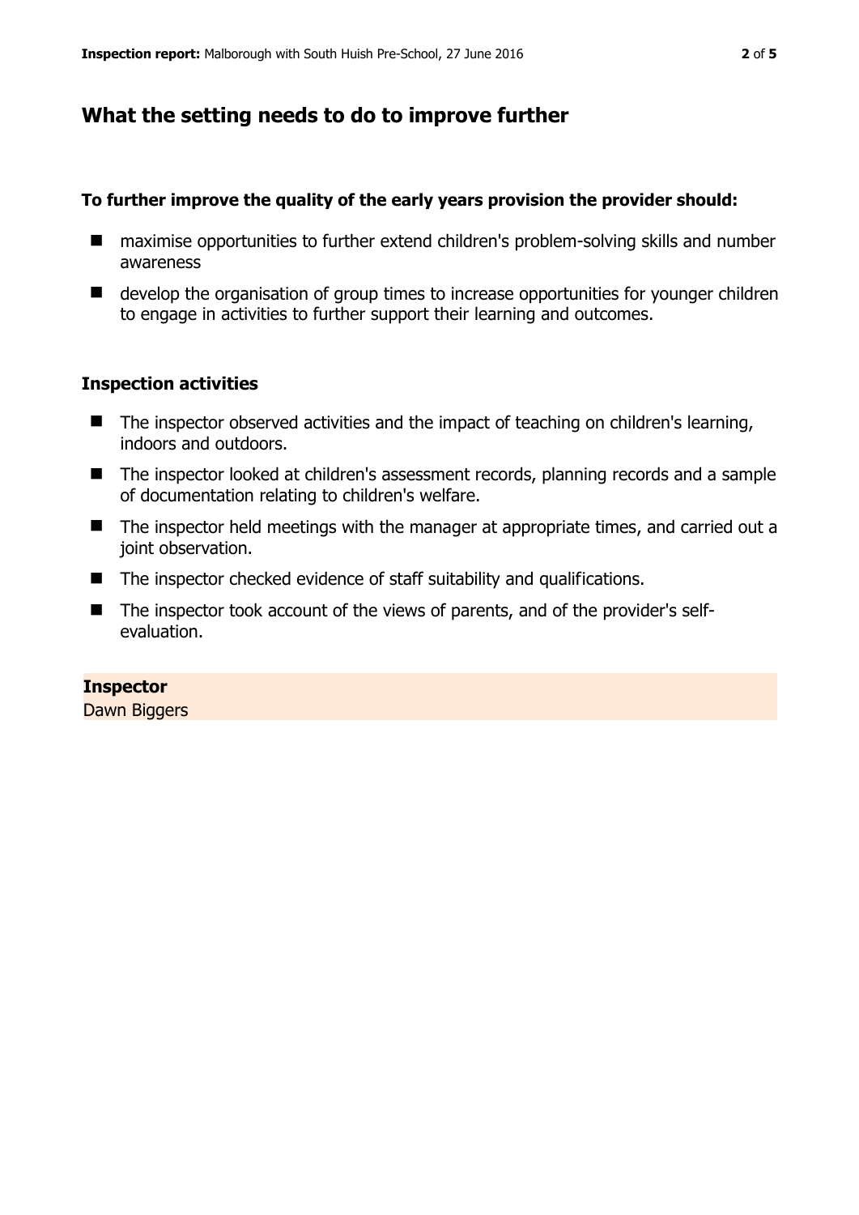## What the setting needs to do to improve further

**To further improve the quality of the early years provision the provider should:**

- maximise opportunities to further extend children's problem-solving skills and number awareness
- develop the organisation of group times to increase opportunities for younger children to engage in activities to further support their learning and outcomes.

### Inspection activities

- The inspector observed activities and the impact of teaching on children's learning, indoors and outdoors.
- The inspector looked at children's assessment records, planning records and a sample of documentation relating to children's welfare.
- The inspector held meetings with the manager at appropriate times, and carried out a joint observation.
- The inspector checked evidence of staff suitability and qualifications.
- The inspector took account of the views of parents, and of the provider's self-evaluation.

**Inspector**
Dawn Biggers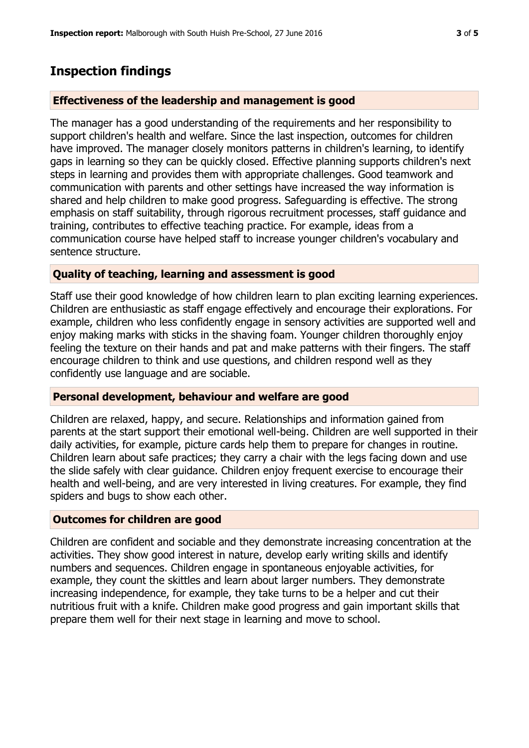## Inspection findings

### Effectiveness of the leadership and management is good

The manager has a good understanding of the requirements and her responsibility to support children's health and welfare. Since the last inspection, outcomes for children have improved. The manager closely monitors patterns in children's learning, to identify gaps in learning so they can be quickly closed. Effective planning supports children's next steps in learning and provides them with appropriate challenges. Good teamwork and communication with parents and other settings have increased the way information is shared and help children to make good progress. Safeguarding is effective. The strong emphasis on staff suitability, through rigorous recruitment processes, staff guidance and training, contributes to effective teaching practice. For example, ideas from a communication course have helped staff to increase younger children's vocabulary and sentence structure.

### Quality of teaching, learning and assessment is good

Staff use their good knowledge of how children learn to plan exciting learning experiences. Children are enthusiastic as staff engage effectively and encourage their explorations. For example, children who less confidently engage in sensory activities are supported well and enjoy making marks with sticks in the shaving foam. Younger children thoroughly enjoy feeling the texture on their hands and pat and make patterns with their fingers. The staff encourage children to think and use questions, and children respond well as they confidently use language and are sociable.

### Personal development, behaviour and welfare are good

Children are relaxed, happy, and secure. Relationships and information gained from parents at the start support their emotional well-being. Children are well supported in their daily activities, for example, picture cards help them to prepare for changes in routine. Children learn about safe practices; they carry a chair with the legs facing down and use the slide safely with clear guidance. Children enjoy frequent exercise to encourage their health and well-being, and are very interested in living creatures. For example, they find spiders and bugs to show each other.

### Outcomes for children are good

Children are confident and sociable and they demonstrate increasing concentration at the activities. They show good interest in nature, develop early writing skills and identify numbers and sequences. Children engage in spontaneous enjoyable activities, for example, they count the skittles and learn about larger numbers. They demonstrate increasing independence, for example, they take turns to be a helper and cut their nutritious fruit with a knife. Children make good progress and gain important skills that prepare them well for their next stage in learning and move to school.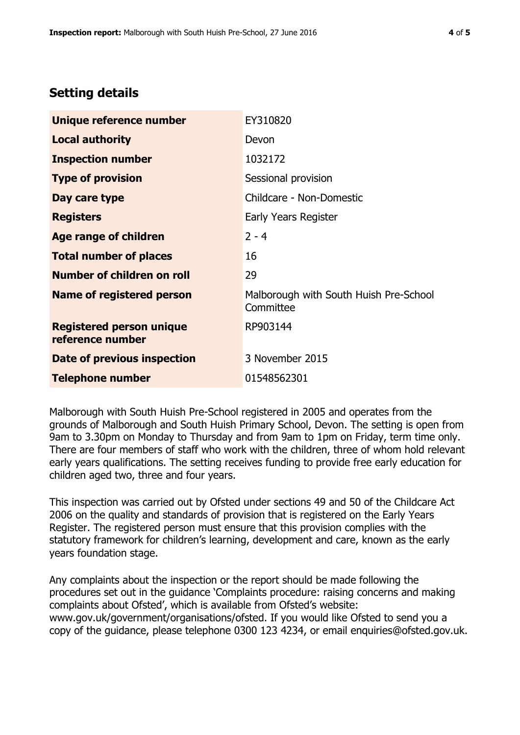## Setting details

| | |
|---|---|
| **Unique reference number** | EY310820 |
| **Local authority** | Devon |
| **Inspection number** | 1032172 |
| **Type of provision** | Sessional provision |
| **Day care type** | Childcare - Non-Domestic |
| **Registers** | Early Years Register |
| **Age range of children** | 2 - 4 |
| **Total number of places** | 16 |
| **Number of children on roll** | 29 |
| **Name of registered person** | Malborough with South Huish Pre-School Committee |
| **Registered person unique reference number** | RP903144 |
| **Date of previous inspection** | 3 November 2015 |
| **Telephone number** | 01548562301 |

Malborough with South Huish Pre-School registered in 2005 and operates from the grounds of Malborough and South Huish Primary School, Devon. The setting is open from 9am to 3.30pm on Monday to Thursday and from 9am to 1pm on Friday, term time only. There are four members of staff who work with the children, three of whom hold relevant early years qualifications. The setting receives funding to provide free early education for children aged two, three and four years.

This inspection was carried out by Ofsted under sections 49 and 50 of the Childcare Act 2006 on the quality and standards of provision that is registered on the Early Years Register. The registered person must ensure that this provision complies with the statutory framework for children's learning, development and care, known as the early years foundation stage.

Any complaints about the inspection or the report should be made following the procedures set out in the guidance 'Complaints procedure: raising concerns and making complaints about Ofsted', which is available from Ofsted's website: www.gov.uk/government/organisations/ofsted. If you would like Ofsted to send you a copy of the guidance, please telephone 0300 123 4234, or email enquiries@ofsted.gov.uk.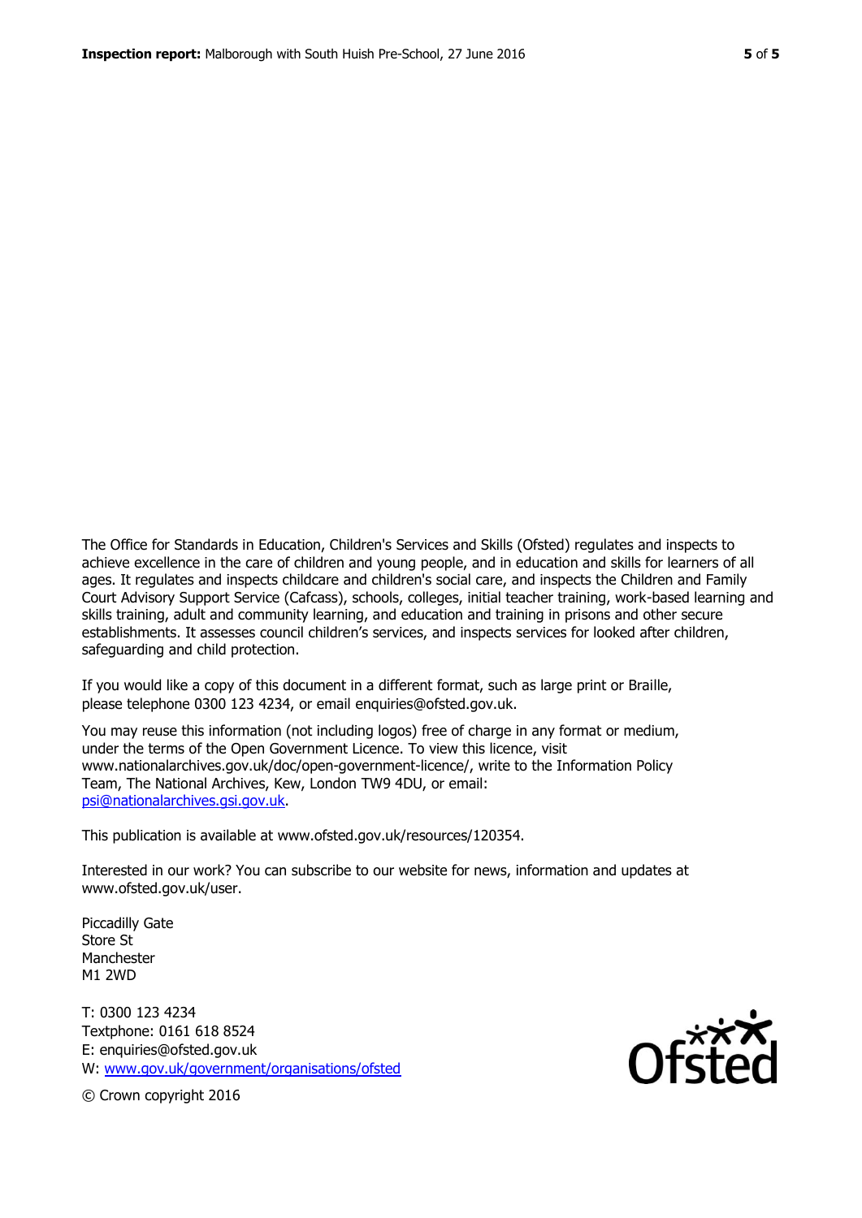The Office for Standards in Education, Children's Services and Skills (Ofsted) regulates and inspects to achieve excellence in the care of children and young people, and in education and skills for learners of all ages. It regulates and inspects childcare and children's social care, and inspects the Children and Family Court Advisory Support Service (Cafcass), schools, colleges, initial teacher training, work-based learning and skills training, adult and community learning, and education and training in prisons and other secure establishments. It assesses council children's services, and inspects services for looked after children, safeguarding and child protection.

If you would like a copy of this document in a different format, such as large print or Braille, please telephone 0300 123 4234, or email enquiries@ofsted.gov.uk.

You may reuse this information (not including logos) free of charge in any format or medium, under the terms of the Open Government Licence. To view this licence, visit www.nationalarchives.gov.uk/doc/open-government-licence/, write to the Information Policy Team, The National Archives, Kew, London TW9 4DU, or email: psi@nationalarchives.gsi.gov.uk.

This publication is available at www.ofsted.gov.uk/resources/120354.

Interested in our work? You can subscribe to our website for news, information and updates at www.ofsted.gov.uk/user.

Piccadilly Gate
Store St
Manchester
M1 2WD

T: 0300 123 4234
Textphone: 0161 618 8524
E: enquiries@ofsted.gov.uk
W: www.gov.uk/government/organisations/ofsted

© Crown copyright 2016